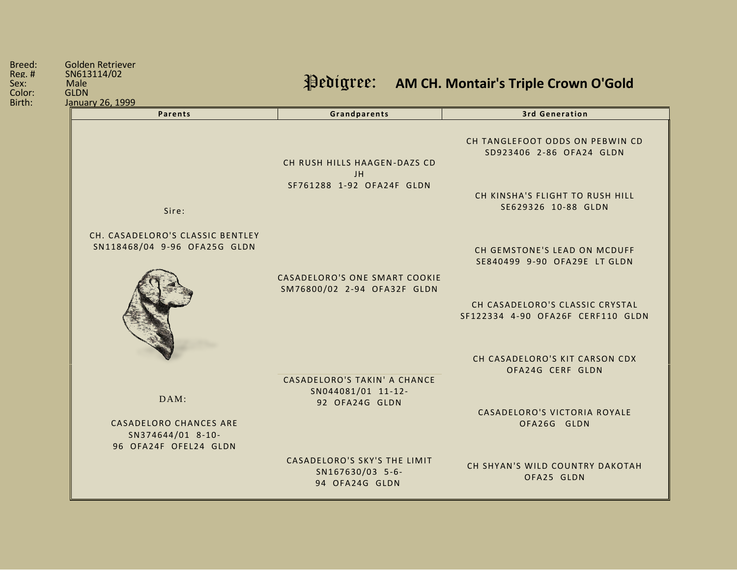Breed: Golden Retriever
Reg. # SN613114/02
Sex: Male
Color: GLDN
Birth: January 26, 1999

# Pedigree: AM CH. Montair's Triple Crown O'Gold

| Parents | Grandparents | 3rd Generation |
|---|---|---|
| Sire: CH. CASADELORO'S CLASSIC BENTLEY SN118468/04 9-96 OFA25G GLDN | CH RUSH HILLS HAAGEN-DAZS CD JH SF761288 1-92 OFA24F GLDN | CH TANGLEFOOT ODDS ON PEBWIN CD SD923406 2-86 OFA24 GLDN |
| | | CH KINSHA'S FLIGHT TO RUSH HILL SE629326 10-88 GLDN |
| | CASADELORO'S ONE SMART COOKIE SM76800/02 2-94 OFA32F GLDN | CH GEMSTONE'S LEAD ON MCDUFF SE840499 9-90 OFA29E LT GLDN |
| | | CH CASADELORO'S CLASSIC CRYSTAL SF122334 4-90 OFA26F CERF110 GLDN |
| DAM: CASADELORO CHANCES ARE SN374644/01 8-10-96 OFA24F OFEL24 GLDN | CASADELORO'S TAKIN' A CHANCE SN044081/01 11-12-92 OFA24G GLDN | CH CASADELORO'S KIT CARSON CDX OFA24G CERF GLDN |
| | | CASADELORO'S VICTORIA ROYALE OFA26G GLDN |
| | CASADELORO'S SKY'S THE LIMIT SN167630/03 5-6-94 OFA24G GLDN | CH SHYAN'S WILD COUNTRY DAKOTAH OFA25 GLDN |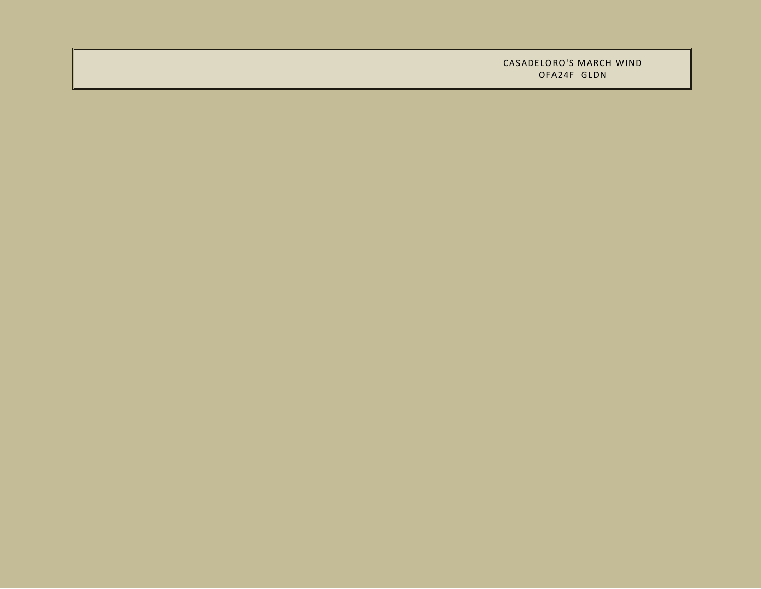CASADELORO'S MARCH WIND
OFA24F GLDN